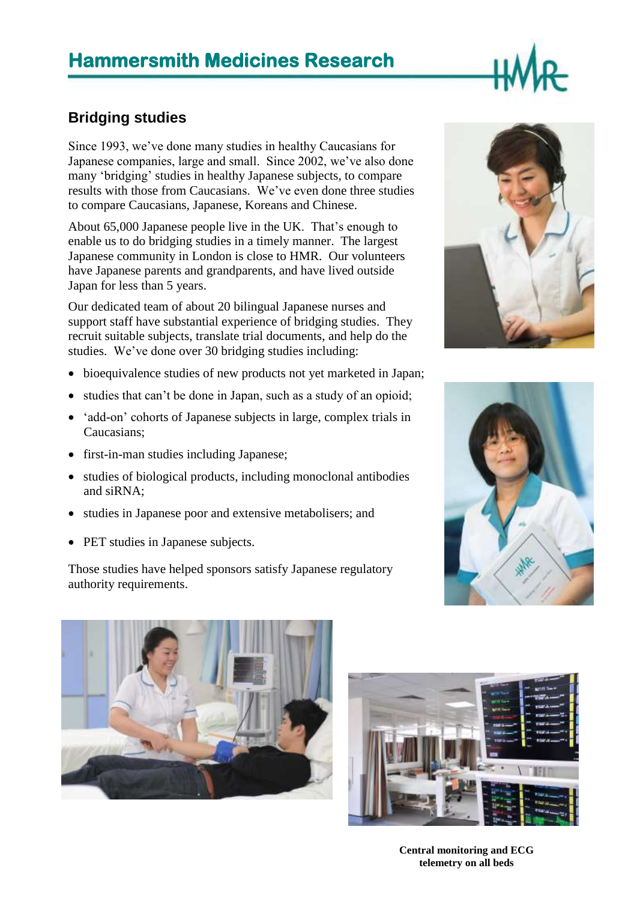# Hammersmith Medicines Research

## Bridging studies

Since 1993, we've done many studies in healthy Caucasians for Japanese companies, large and small. Since 2002, we've also done many 'bridging' studies in healthy Japanese subjects, to compare results with those from Caucasians. We've even done three studies to compare Caucasians, Japanese, Koreans and Chinese.

About 65,000 Japanese people live in the UK. That's enough to enable us to do bridging studies in a timely manner. The largest Japanese community in London is close to HMR. Our volunteers have Japanese parents and grandparents, and have lived outside Japan for less than 5 years.

Our dedicated team of about 20 bilingual Japanese nurses and support staff have substantial experience of bridging studies. They recruit suitable subjects, translate trial documents, and help do the studies. We've done over 30 bridging studies including:

- bioequivalence studies of new products not yet marketed in Japan;
- studies that can't be done in Japan, such as a study of an opioid;
- 'add-on' cohorts of Japanese subjects in large, complex trials in Caucasians;
- first-in-man studies including Japanese;
- studies of biological products, including monoclonal antibodies and siRNA;
- studies in Japanese poor and extensive metabolisers; and
- PET studies in Japanese subjects.

Those studies have helped sponsors satisfy Japanese regulatory authority requirements.

**Central monitoring and ECG telemetry on all beds**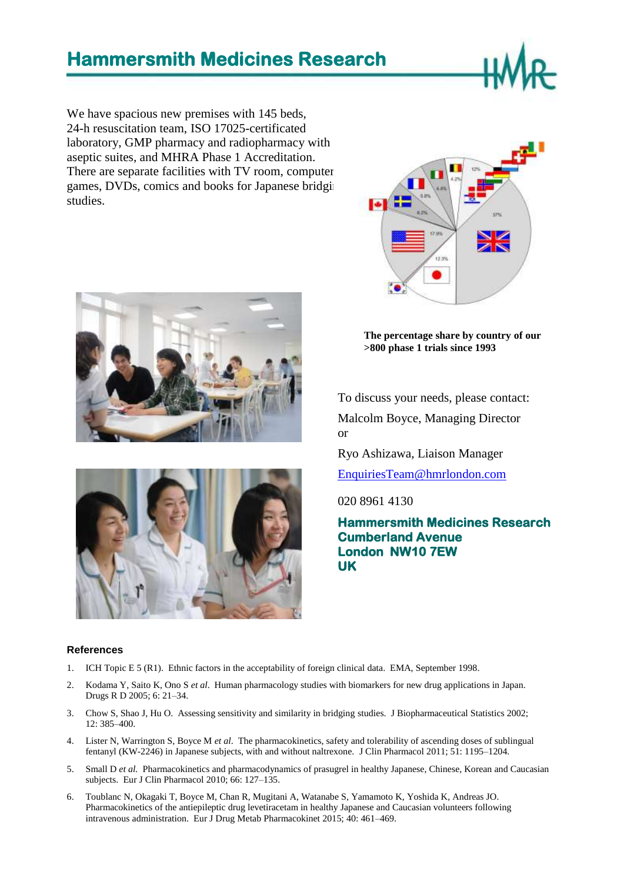# Hammersmith Medicines Research

We have spacious new premises with 145 beds, 24-h resuscitation team, ISO 17025-certificated laboratory, GMP pharmacy and radiopharmacy with aseptic suites, and MHRA Phase 1 Accreditation. There are separate facilities with TV room, computer games, DVDs, comics and books for Japanese bridging studies.

12%
4.2%
4.4%
3.8%
6.2%
17.9%
12.3%
37%

**The percentage share by country of our >800 phase 1 trials since 1993**

To discuss your needs, please contact:

Malcolm Boyce, Managing Director
or

Ryo Ashizawa, Liaison Manager

EnquiriesTeam@hmrlondon.com

020 8961 4130

**Hammersmith Medicines Research**
**Cumberland Avenue**
**London NW10 7EW**
**UK**

### References

1. ICH Topic E 5 (R1). Ethnic factors in the acceptability of foreign clinical data. EMA, September 1998.
2. Kodama Y, Saito K, Ono S *et al*. Human pharmacology studies with biomarkers for new drug applications in Japan. Drugs R D 2005; 6: 21–34.
3. Chow S, Shao J, Hu O. Assessing sensitivity and similarity in bridging studies. J Biopharmaceutical Statistics 2002; 12: 385–400.
4. Lister N, Warrington S, Boyce M *et al*. The pharmacokinetics, safety and tolerability of ascending doses of sublingual fentanyl (KW-2246) in Japanese subjects, with and without naltrexone. J Clin Pharmacol 2011; 51: 1195–1204.
5. Small D *et al.* Pharmacokinetics and pharmacodynamics of prasugrel in healthy Japanese, Chinese, Korean and Caucasian subjects. Eur J Clin Pharmacol 2010; 66: 127–135.
6. Toublanc N, Okagaki T, Boyce M, Chan R, Mugitani A, Watanabe S, Yamamoto K, Yoshida K, Andreas JO. Pharmacokinetics of the antiepileptic drug levetiracetam in healthy Japanese and Caucasian volunteers following intravenous administration. Eur J Drug Metab Pharmacokinet 2015; 40: 461–469.